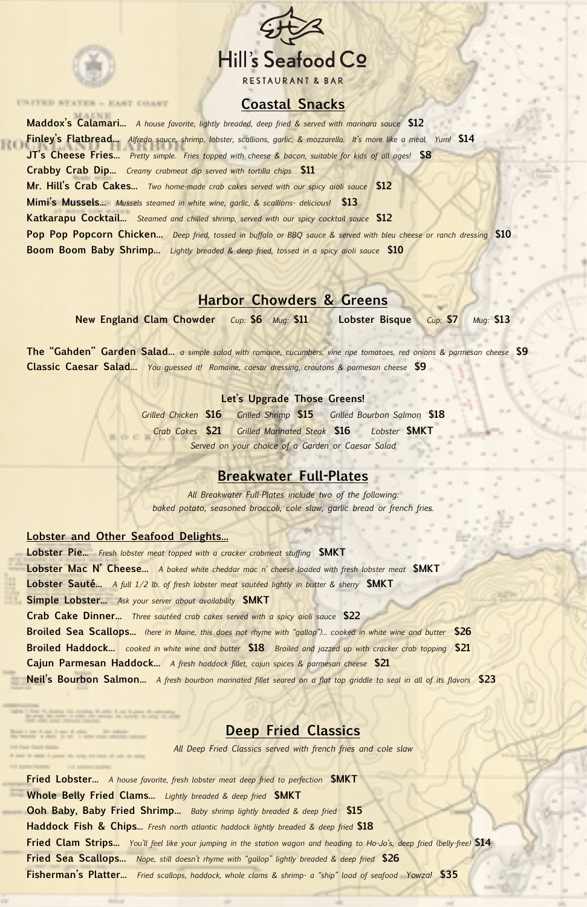# Hill's Seafood Co

RESTAURANT & BAR

## Coastal Snacks

**Maddox's Calamari...** *A house favorite, lightly breaded, deep fried & served with marinara sauce* **$12**

**Finley's Flatbread...** *Alfredo sauce, shrimp, lobster, scallions, garlic, & mozzarella. It's more like a meal. Yum!* **$14**

**JT's Cheese Fries...** *Pretty simple. Fries topped with cheese & bacon, suitable for kids of all ages!* **$8**

**Crabby Crab Dip...** *Creamy crabmeat dip served with tortilla chips* **$11**

**Mr. Hill's Crab Cakes...** *Two home-made crab cakes served with our spicy aioli sauce* **$12**

**Mimi's Mussels...** *Mussels steamed in white wine, garlic, & scallions- delicious!* **$13**

**Katkarapu Cocktail...** *Steamed and chilled shrimp, served with our spicy cocktail sauce* **$12**

**Pop Pop Popcorn Chicken...** *Deep fried, tossed in buffalo or BBQ sauce & served with bleu cheese or ranch dressing* **$10**

**Boom Boom Baby Shrimp...** *Lightly breaded & deep fried, tossed in a spicy aioli sauce* **$10**

## Harbor Chowders & Greens

**New England Clam Chowder** *Cup:* **$6** *Mug:* **$11** **Lobster Bisque** *Cup:* **$7** *Mug:* **$13**

**The "Gahden" Garden Salad...** *a simple salad with romaine, cucumbers, vine ripe tomatoes, red onions & parmesan cheese* **$9**

**Classic Caesar Salad...** *You guessed it! Romaine, caesar dressing, croutons & parmesan cheese* **$9**

### Let's Upgrade Those Greens!

*Grilled Chicken* **$16** *Grilled Shrimp* **$15** *Grilled Bourbon Salmon* **$18**

*Crab Cakes* **$21** *Grilled Marinated Steak* **$16** *Lobster* **$MKT**

*Served on your choice of a Garden or Caesar Salad*

## Breakwater Full-Plates

*All Breakwater Full-Plates include two of the following:*
*baked potato, seasoned broccoli, cole slaw, garlic bread or french fries.*

### Lobster and Other Seafood Delights...

**Lobster Pie...** *Fresh lobster meat topped with a cracker crabmeat stuffing* **$MKT**

**Lobster Mac N' Cheese...** *A baked white cheddar mac n' cheese loaded with fresh lobster meat* **$MKT**

**Lobster Sauté...** *A full 1/2 lb. of fresh lobster meat sautéed lightly in butter & sherry* **$MKT**

**Simple Lobster...** *Ask your server about availability* **$MKT**

**Crab Cake Dinner...** *Three sautéed crab cakes served with a spicy aioli sauce* **$22**

**Broiled Sea Scallops...** *(here in Maine, this does not rhyme with "gallop")... cooked in white wine and butter* **$26**

**Broiled Haddock...** *cooked in white wine and butter* **$18** *Broiled and jazzed up with cracker crab topping* **$21**

**Cajun Parmesan Haddock...** *A fresh haddock fillet, cajun spices & parmesan cheese* **$21**

**Neil's Bourbon Salmon...** *A fresh bourbon marinated fillet seared on a flat top griddle to seal in all of its flavors* **$23**

## Deep Fried Classics

*All Deep Fried Classics served with french fries and cole slaw*

**Fried Lobster...** *A house favorite, fresh lobster meat deep fried to perfection* **$MKT**

**Whole Belly Fried Clams...** *Lightly breaded & deep fried* **$MKT**

**Ooh Baby, Baby Fried Shrimp...** *Baby shrimp lightly breaded & deep fried* **$15**

**Haddock Fish & Chips...** *Fresh north atlantic haddock lightly breaded & deep fried* **$18**

**Fried Clam Strips...** *You'll feel like your jumping in the station wagon and heading to Ho-Jo's, deep fried (belly-free)* **$14**

**Fried Sea Scallops...** *Nope, still doesn't rhyme with "gallop" lightly breaded & deep fried* **$26**

**Fisherman's Platter...** *Fried scallops, haddock, whole clams & shrimp- a "ship" load of seafood Yowza!* **$35**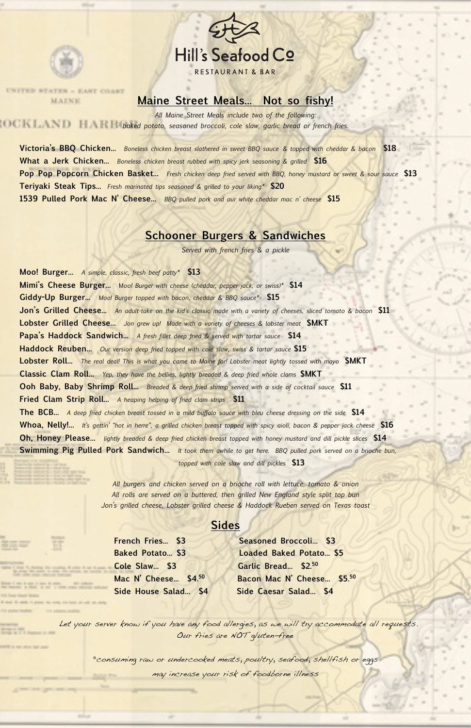# Hill's Seafood Co

RESTAURANT & BAR

## Maine Street Meals… Not so fishy!

*All Maine Street Meals include two of the following:*
*baked potato, seasoned broccoli, cole slaw, garlic bread or french fries.*

**Victoria's BBQ Chicken…** *Boneless chicken breast slathered in sweet BBQ sauce & topped with cheddar & bacon* **$18**
**What a Jerk Chicken…** *Boneless chicken breast rubbed with spicy jerk seasoning & grilled* **$16**
**Pop Pop Popcorn Chicken Basket…** *Fresh chicken deep fried served with BBQ, honey mustard or sweet & sour sauce* **$13**
**Teriyaki Steak Tips…** *Fresh marinated tips seasoned & grilled to your liking** **$20**
**1539 Pulled Pork Mac N' Cheese…** *BBQ pulled pork and our white cheddar mac n' cheese* **$15**

## Schooner Burgers & Sandwiches

*Served with french fries & a pickle*

**Moo! Burger…** *A simple, classic, fresh beef patty** **$13**
**Mimi's Cheese Burger…** *Moo! Burger with cheese (cheddar, pepper jack, or swiss)** **$14**
**Giddy-Up Burger…** *Moo! Burger topped with bacon, cheddar & BBQ sauce** **$15**
**Jon's Grilled Cheese…** *An adult-take on the kid's classic made with a variety of cheeses, sliced tomato & bacon* **$11**
**Lobster Grilled Cheese…** *Jon grew up! Made with a variety of cheeses & lobster meat* **$MKT**
**Papa's Haddock Sandwich…** *A fresh fillet deep fried & served with tartar sauce* **$14**
**Haddock Reuben…** *Our version deep fried topped with cole slaw, swiss & tartar sauce* **$15**
**Lobster Roll…** *The real deal! This is what you came to Maine for! Lobster meat lightly tossed with mayo* **$MKT**
**Classic Clam Roll…** *Yep, they have the bellies, lightly breaded & deep fried whole clams* **$MKT**
**Ooh Baby, Baby Shrimp Roll…** *Breaded & deep fried shrimp served with a side of cocktail sauce* **$11**
**Fried Clam Strip Roll…** *A heaping helping of fried clam strips* **$11**
**The BCB…** *A deep fried chicken breast tossed in a mild buffalo sauce with bleu cheese dressing on the side* **$14**
**Whoa, Nelly!…** *It's gettin' "hot in herre", a grilled chicken breast topped with spicy aioli, bacon & pepper jack cheese* **$16**
**Oh, Honey Please…** *lightly breaded & deep fried chicken breast topped with honey mustard and dill pickle slices* **$14**
**Swimming Pig Pulled Pork Sandwich…** *It took them awhile to get here. BBQ pulled pork served on a brioche bun, topped with cole slaw and dill pickles* **$13**

*All burgers and chicken served on a brioche roll with lettuce, tomato & onion*
*All rolls are served on a buttered, then grilled New England style split top bun*
*Jon's grilled cheese, Lobster grilled cheese & Haddock Rueben served on Texas toast*

## Sides

**French Fries… $3**
**Baked Potato… $3**
**Cole Slaw… $3**
**Mac N' Cheese… $4.50**
**Side House Salad… $4**
**Seasoned Broccoli… $3**
**Loaded Baked Potato… $5**
**Garlic Bread… $2.50**
**Bacon Mac N' Cheese… $5.50**
**Side Caesar Salad… $4**

Let your server know if you have any food allergies, as we will try accommodate all requests.
Our fries are NOT gluten-free

*consuming raw or undercooked meats, poultry, seafood, shellfish or eggs may increase your risk of foodborne illness